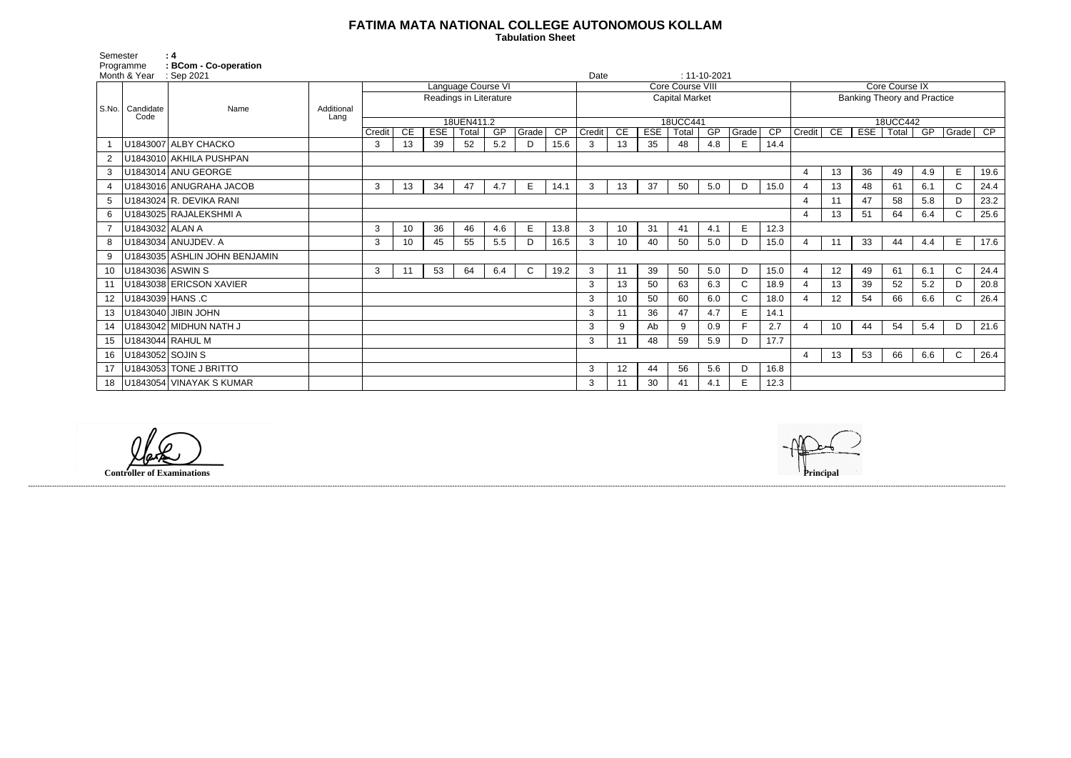# FATIMA MATA NATIONAL COLLEGE AUTONOMOUS KOLLAM

**Tabulation Sheet**

Semester : 4
Programme : BCom - Co-operation
Month & Year : Sep 2021
Date : 11-10-2021

| S.No. | Candidate Code | Name | Additional Lang | Language Course VI | | | | | | | Core Course VIII | | | | | | | Core Course IX | | | | | | |
|---|---|---|---|---|---|---|---|---|---|---|---|---|---|---|---|---|---|---|---|---|---|---|---|---|
| | | | | Readings in Literature | | | | | | | Capital Market | | | | | | | Banking Theory and Practice | | | | | | |
| | | | | 18UEN411.2 | | | | | | | 18UCC441 | | | | | | | 18UCC442 | | | | | | |
| | | | | Credit | CE | ESE | Total | GP | Grade | CP | Credit | CE | ESE | Total | GP | Grade | CP | Credit | CE | ESE | Total | GP | Grade | CP |
| 1 | U1843007 | ALBY CHACKO | | 3 | 13 | 39 | 52 | 5.2 | D | 15.6 | 3 | 13 | 35 | 48 | 4.8 | E | 14.4 | | | | | | | |
| 2 | U1843010 | AKHILA PUSHPAN | | | | | | | | | | | | | | | | | | | | | | |
| 3 | U1843014 | ANU GEORGE | | | | | | | | | | | | | | | | 4 | 13 | 36 | 49 | 4.9 | E | 19.6 |
| 4 | U1843016 | ANUGRAHA JACOB | | 3 | 13 | 34 | 47 | 4.7 | E | 14.1 | 3 | 13 | 37 | 50 | 5.0 | D | 15.0 | 4 | 13 | 48 | 61 | 6.1 | C | 24.4 |
| 5 | U1843024 | R. DEVIKA RANI | | | | | | | | | | | | | | | | 4 | 11 | 47 | 58 | 5.8 | D | 23.2 |
| 6 | U1843025 | RAJALEKSHMI A | | | | | | | | | | | | | | | | 4 | 13 | 51 | 64 | 6.4 | C | 25.6 |
| 7 | U1843032 | ALAN A | | 3 | 10 | 36 | 46 | 4.6 | E | 13.8 | 3 | 10 | 31 | 41 | 4.1 | E | 12.3 | | | | | | | |
| 8 | U1843034 | ANUJDEV. A | | 3 | 10 | 45 | 55 | 5.5 | D | 16.5 | 3 | 10 | 40 | 50 | 5.0 | D | 15.0 | 4 | 11 | 33 | 44 | 4.4 | E | 17.6 |
| 9 | U1843035 | ASHLIN JOHN BENJAMIN | | | | | | | | | | | | | | | | | | | | | | |
| 10 | U1843036 | ASWIN S | | 3 | 11 | 53 | 64 | 6.4 | C | 19.2 | 3 | 11 | 39 | 50 | 5.0 | D | 15.0 | 4 | 12 | 49 | 61 | 6.1 | C | 24.4 |
| 11 | U1843038 | ERICSON XAVIER | | | | | | | | | 3 | 13 | 50 | 63 | 6.3 | C | 18.9 | 4 | 13 | 39 | 52 | 5.2 | D | 20.8 |
| 12 | U1843039 | HANS .C | | | | | | | | | 3 | 10 | 50 | 60 | 6.0 | C | 18.0 | 4 | 12 | 54 | 66 | 6.6 | C | 26.4 |
| 13 | U1843040 | JIBIN JOHN | | | | | | | | | 3 | 11 | 36 | 47 | 4.7 | E | 14.1 | | | | | | | |
| 14 | U1843042 | MIDHUN NATH J | | | | | | | | | 3 | 9 | Ab | 9 | 0.9 | F | 2.7 | 4 | 10 | 44 | 54 | 5.4 | D | 21.6 |
| 15 | U1843044 | RAHUL M | | | | | | | | | 3 | 11 | 48 | 59 | 5.9 | D | 17.7 | | | | | | | |
| 16 | U1843052 | SOJIN S | | | | | | | | | | | | | | | | 4 | 13 | 53 | 66 | 6.6 | C | 26.4 |
| 17 | U1843053 | TONE J BRITTO | | | | | | | | | 3 | 12 | 44 | 56 | 5.6 | D | 16.8 | | | | | | | |
| 18 | U1843054 | VINAYAK S KUMAR | | | | | | | | | 3 | 11 | 30 | 41 | 4.1 | E | 12.3 | | | | | | | |

**Controller of Examinations**

**Principal**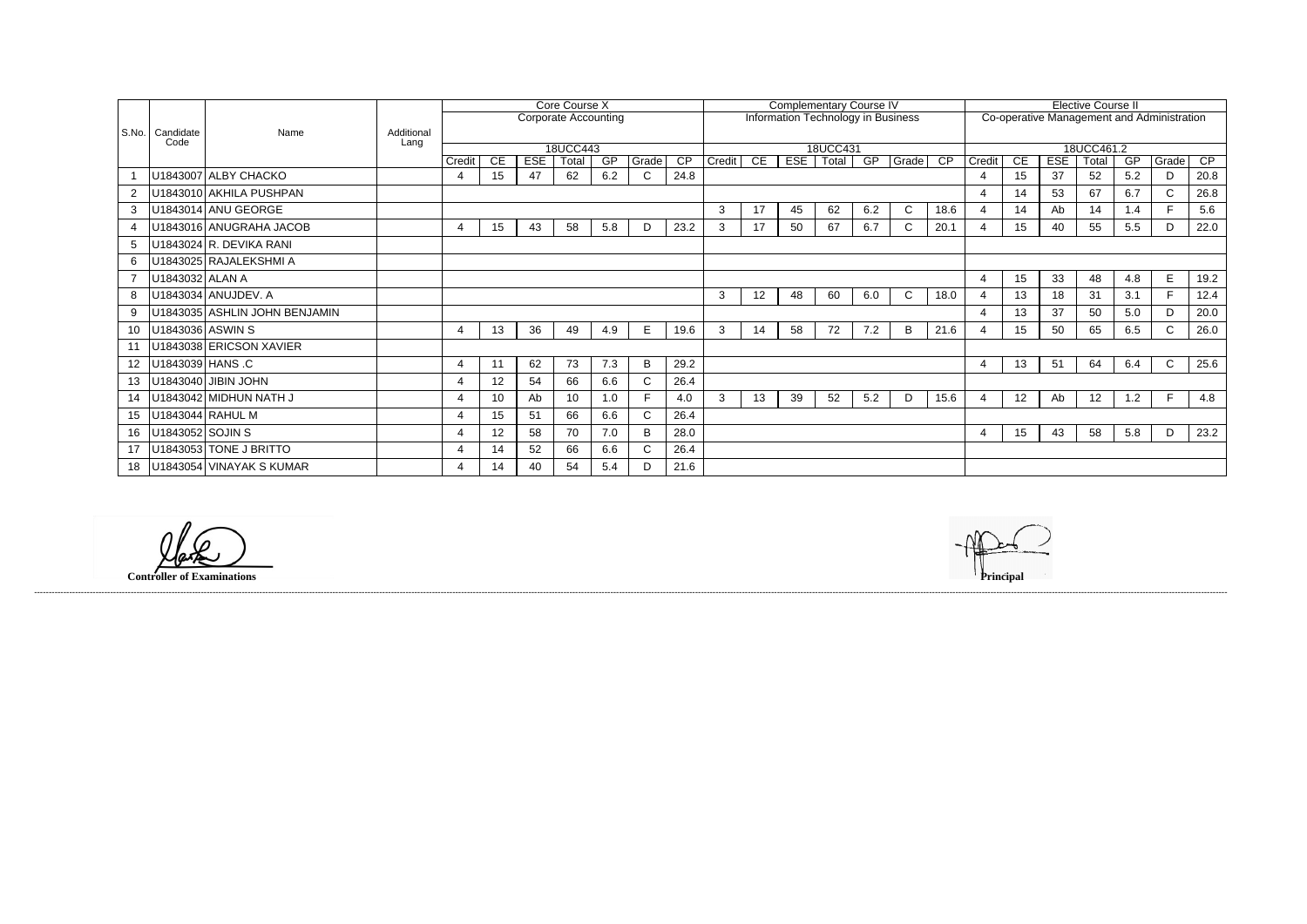| S.No. | Candidate Code | Name | Additional Lang | Core Course X | | | | | | | Complementary Course IV | | | | | | | Elective Course II | | | | | | |
|---|---|---|---|---|---|---|---|---|---|---|---|---|---|---|---|---|---|---|---|---|---|---|---|---|
| | | | | Corporate Accounting | | | | | | | Information Technology in Business | | | | | | | Co-operative Management and Administration | | | | | | |
| | | | | 18UCC443 | | | | | | | 18UCC431 | | | | | | | 18UCC461.2 | | | | | | |
| | | | | Credit | CE | ESE | Total | GP | Grade | CP | Credit | CE | ESE | Total | GP | Grade | CP | Credit | CE | ESE | Total | GP | Grade | CP |
| 1 | U1843007 | ALBY CHACKO | | 4 | 15 | 47 | 62 | 6.2 | C | 24.8 | | | | | | | | 4 | 15 | 37 | 52 | 5.2 | D | 20.8 |
| 2 | U1843010 | AKHILA PUSHPAN | | | | | | | | | | | | | | | | 4 | 14 | 53 | 67 | 6.7 | C | 26.8 |
| 3 | U1843014 | ANU GEORGE | | | | | | | | | 3 | 17 | 45 | 62 | 6.2 | C | 18.6 | 4 | 14 | Ab | 14 | 1.4 | F | 5.6 |
| 4 | U1843016 | ANUGRAHA JACOB | | 4 | 15 | 43 | 58 | 5.8 | D | 23.2 | 3 | 17 | 50 | 67 | 6.7 | C | 20.1 | 4 | 15 | 40 | 55 | 5.5 | D | 22.0 |
| 5 | U1843024 | R. DEVIKA RANI | | | | | | | | | | | | | | | | | | | | | | |
| 6 | U1843025 | RAJALEKSHMI A | | | | | | | | | | | | | | | | | | | | | | |
| 7 | U1843032 | ALAN A | | | | | | | | | | | | | | | | 4 | 15 | 33 | 48 | 4.8 | E | 19.2 |
| 8 | U1843034 | ANUJDEV. A | | | | | | | | | 3 | 12 | 48 | 60 | 6.0 | C | 18.0 | 4 | 13 | 18 | 31 | 3.1 | F | 12.4 |
| 9 | U1843035 | ASHLIN JOHN BENJAMIN | | | | | | | | | | | | | | | | 4 | 13 | 37 | 50 | 5.0 | D | 20.0 |
| 10 | U1843036 | ASWIN S | | 4 | 13 | 36 | 49 | 4.9 | E | 19.6 | 3 | 14 | 58 | 72 | 7.2 | B | 21.6 | 4 | 15 | 50 | 65 | 6.5 | C | 26.0 |
| 11 | U1843038 | ERICSON XAVIER | | | | | | | | | | | | | | | | | | | | | | |
| 12 | U1843039 | HANS .C | | 4 | 11 | 62 | 73 | 7.3 | B | 29.2 | | | | | | | | 4 | 13 | 51 | 64 | 6.4 | C | 25.6 |
| 13 | U1843040 | JIBIN JOHN | | 4 | 12 | 54 | 66 | 6.6 | C | 26.4 | | | | | | | | | | | | | | |
| 14 | U1843042 | MIDHUN NATH J | | 4 | 10 | Ab | 10 | 1.0 | F | 4.0 | 3 | 13 | 39 | 52 | 5.2 | D | 15.6 | 4 | 12 | Ab | 12 | 1.2 | F | 4.8 |
| 15 | U1843044 | RAHUL M | | 4 | 15 | 51 | 66 | 6.6 | C | 26.4 | | | | | | | | | | | | | | |
| 16 | U1843052 | SOJIN S | | 4 | 12 | 58 | 70 | 7.0 | B | 28.0 | | | | | | | | 4 | 15 | 43 | 58 | 5.8 | D | 23.2 |
| 17 | U1843053 | TONE J BRITTO | | 4 | 14 | 52 | 66 | 6.6 | C | 26.4 | | | | | | | | | | | | | | |
| 18 | U1843054 | VINAYAK S KUMAR | | 4 | 14 | 40 | 54 | 5.4 | D | 21.6 | | | | | | | | | | | | | | |

**Controller of Examinations**

**Principal**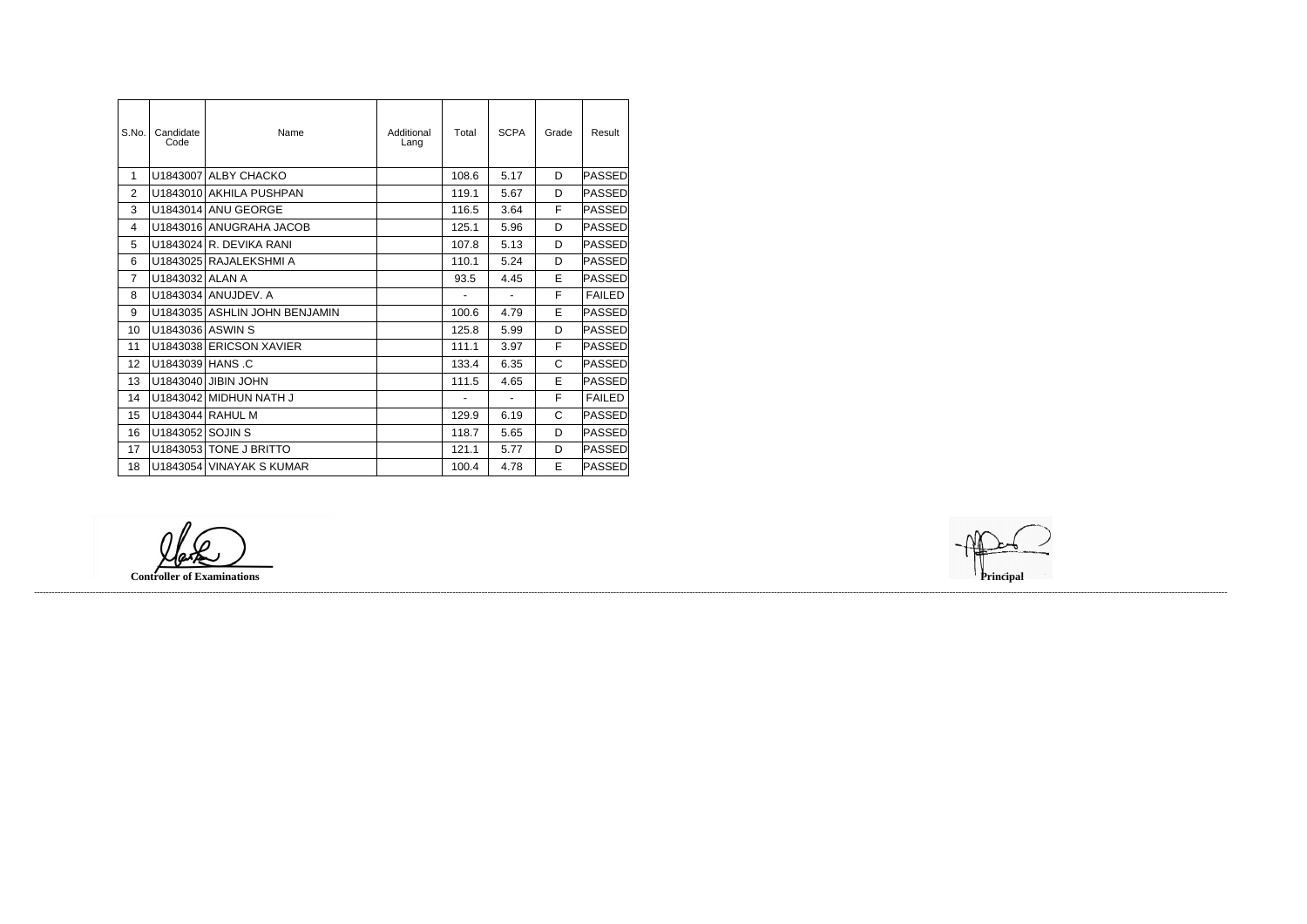| S.No. | Candidate Code | Name | Additional Lang | Total | SCPA | Grade | Result |
|---|---|---|---|---|---|---|---|
| 1 | U1843007 | ALBY CHACKO | | 108.6 | 5.17 | D | PASSED |
| 2 | U1843010 | AKHILA PUSHPAN | | 119.1 | 5.67 | D | PASSED |
| 3 | U1843014 | ANU GEORGE | | 116.5 | 3.64 | F | PASSED |
| 4 | U1843016 | ANUGRAHA JACOB | | 125.1 | 5.96 | D | PASSED |
| 5 | U1843024 | R. DEVIKA RANI | | 107.8 | 5.13 | D | PASSED |
| 6 | U1843025 | RAJALEKSHMI A | | 110.1 | 5.24 | D | PASSED |
| 7 | U1843032 | ALAN A | | 93.5 | 4.45 | E | PASSED |
| 8 | U1843034 | ANUJDEV. A | | - | - | F | FAILED |
| 9 | U1843035 | ASHLIN JOHN BENJAMIN | | 100.6 | 4.79 | E | PASSED |
| 10 | U1843036 | ASWIN S | | 125.8 | 5.99 | D | PASSED |
| 11 | U1843038 | ERICSON XAVIER | | 111.1 | 3.97 | F | PASSED |
| 12 | U1843039 | HANS .C | | 133.4 | 6.35 | C | PASSED |
| 13 | U1843040 | JIBIN JOHN | | 111.5 | 4.65 | E | PASSED |
| 14 | U1843042 | MIDHUN NATH J | | - | - | F | FAILED |
| 15 | U1843044 | RAHUL M | | 129.9 | 6.19 | C | PASSED |
| 16 | U1843052 | SOJIN S | | 118.7 | 5.65 | D | PASSED |
| 17 | U1843053 | TONE J BRITTO | | 121.1 | 5.77 | D | PASSED |
| 18 | U1843054 | VINAYAK S KUMAR | | 100.4 | 4.78 | E | PASSED |

**Controller of Examinations**

**Principal**